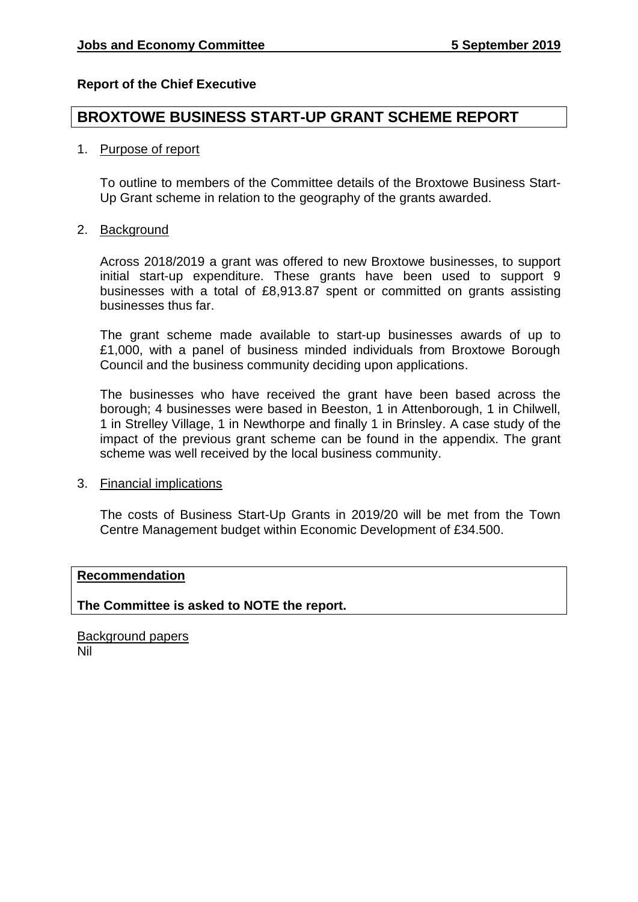**Jobs and Economy Committee 5 September 2019**

**Report of the Chief Executive**

# BROXTOWE BUSINESS START-UP GRANT SCHEME REPORT

1. Purpose of report

   To outline to members of the Committee details of the Broxtowe Business Start-Up Grant scheme in relation to the geography of the grants awarded.

2. Background

   Across 2018/2019 a grant was offered to new Broxtowe businesses, to support initial start-up expenditure. These grants have been used to support 9 businesses with a total of £8,913.87 spent or committed on grants assisting businesses thus far.

   The grant scheme made available to start-up businesses awards of up to £1,000, with a panel of business minded individuals from Broxtowe Borough Council and the business community deciding upon applications.

   The businesses who have received the grant have been based across the borough; 4 businesses were based in Beeston, 1 in Attenborough, 1 in Chilwell, 1 in Strelley Village, 1 in Newthorpe and finally 1 in Brinsley. A case study of the impact of the previous grant scheme can be found in the appendix. The grant scheme was well received by the local business community.

3. Financial implications

   The costs of Business Start-Up Grants in 2019/20 will be met from the Town Centre Management budget within Economic Development of £34.500.

**Recommendation**

**The Committee is asked to NOTE the report.**

Background papers
Nil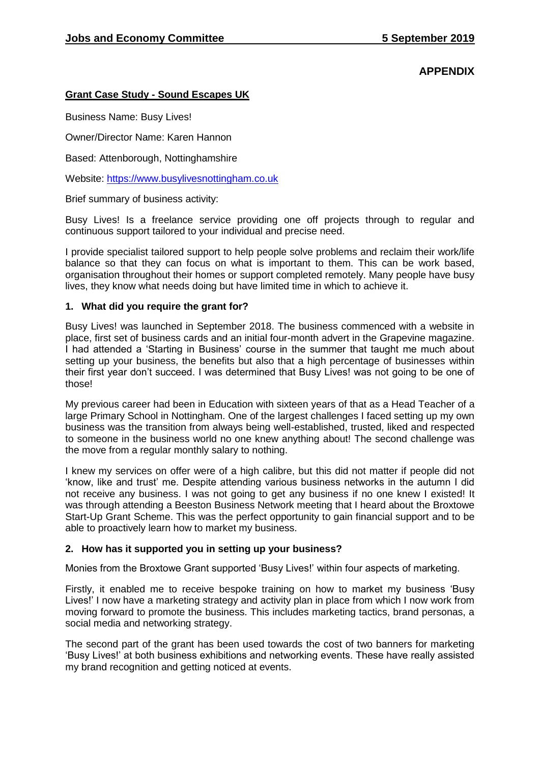**APPENDIX**

## Grant Case Study - Sound Escapes UK

Business Name: Busy Lives!

Owner/Director Name: Karen Hannon

Based: Attenborough, Nottinghamshire

Website: https://www.busylivesnottingham.co.uk

Brief summary of business activity:

Busy Lives! Is a freelance service providing one off projects through to regular and continuous support tailored to your individual and precise need.

I provide specialist tailored support to help people solve problems and reclaim their work/life balance so that they can focus on what is important to them. This can be work based, organisation throughout their homes or support completed remotely. Many people have busy lives, they know what needs doing but have limited time in which to achieve it.

### 1. What did you require the grant for?

Busy Lives! was launched in September 2018. The business commenced with a website in place, first set of business cards and an initial four-month advert in the Grapevine magazine. I had attended a 'Starting in Business' course in the summer that taught me much about setting up your business, the benefits but also that a high percentage of businesses within their first year don't succeed. I was determined that Busy Lives! was not going to be one of those!

My previous career had been in Education with sixteen years of that as a Head Teacher of a large Primary School in Nottingham. One of the largest challenges I faced setting up my own business was the transition from always being well-established, trusted, liked and respected to someone in the business world no one knew anything about! The second challenge was the move from a regular monthly salary to nothing.

I knew my services on offer were of a high calibre, but this did not matter if people did not 'know, like and trust' me. Despite attending various business networks in the autumn I did not receive any business. I was not going to get any business if no one knew I existed! It was through attending a Beeston Business Network meeting that I heard about the Broxtowe Start-Up Grant Scheme. This was the perfect opportunity to gain financial support and to be able to proactively learn how to market my business.

### 2. How has it supported you in setting up your business?

Monies from the Broxtowe Grant supported 'Busy Lives!' within four aspects of marketing.

Firstly, it enabled me to receive bespoke training on how to market my business 'Busy Lives!' I now have a marketing strategy and activity plan in place from which I now work from moving forward to promote the business. This includes marketing tactics, brand personas, a social media and networking strategy.

The second part of the grant has been used towards the cost of two banners for marketing 'Busy Lives!' at both business exhibitions and networking events. These have really assisted my brand recognition and getting noticed at events.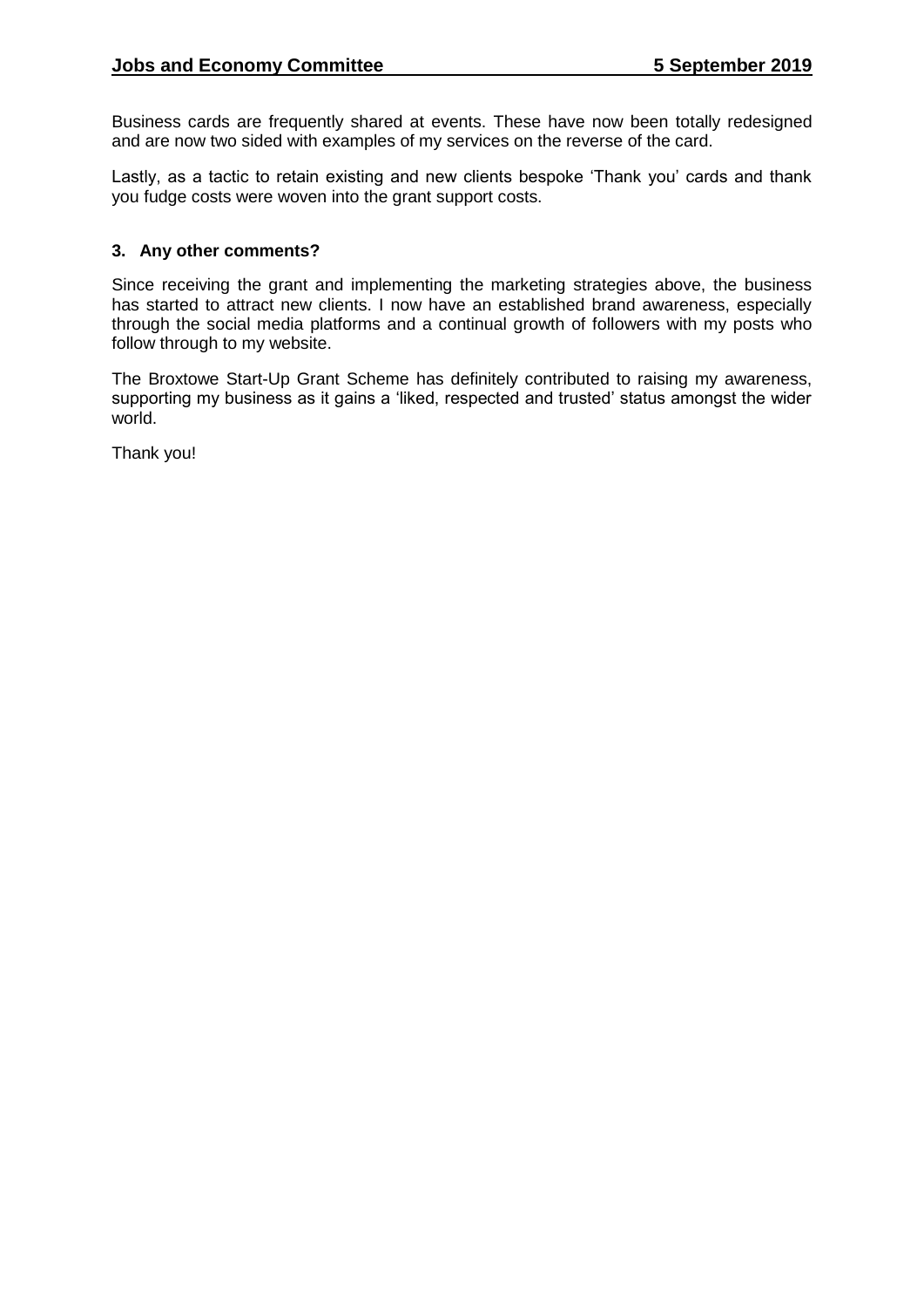Business cards are frequently shared at events. These have now been totally redesigned and are now two sided with examples of my services on the reverse of the card.

Lastly, as a tactic to retain existing and new clients bespoke 'Thank you' cards and thank you fudge costs were woven into the grant support costs.

### 3. Any other comments?

Since receiving the grant and implementing the marketing strategies above, the business has started to attract new clients. I now have an established brand awareness, especially through the social media platforms and a continual growth of followers with my posts who follow through to my website.

The Broxtowe Start-Up Grant Scheme has definitely contributed to raising my awareness, supporting my business as it gains a 'liked, respected and trusted' status amongst the wider world.

Thank you!